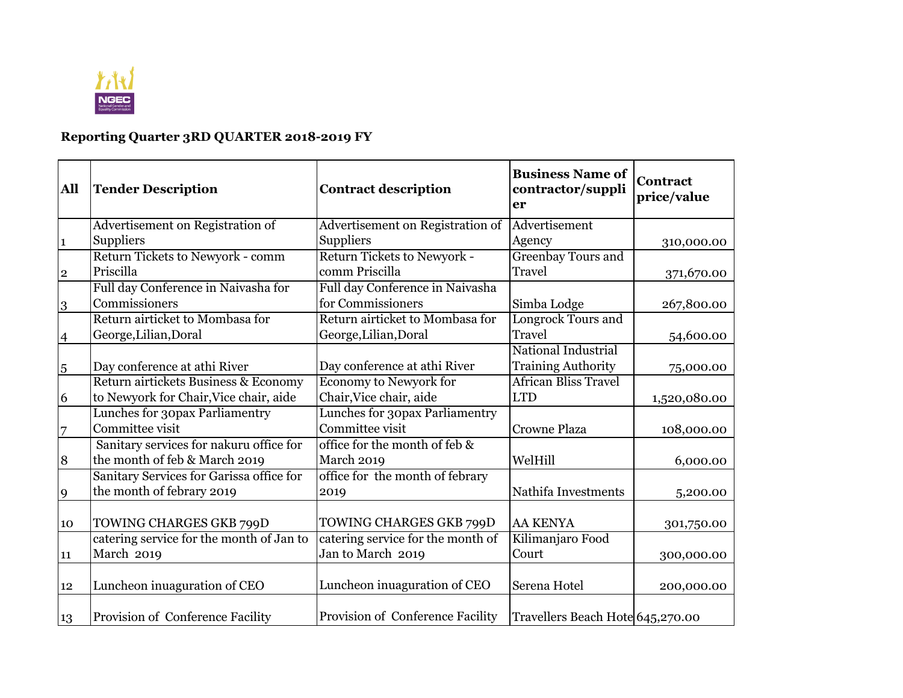**Reporting Quarter 3RD QUARTER 2018-2019 FY**

| All | Tender Description | Contract description | Business Name of contractor/supplier | Contract price/value |
|---|---|---|---|---|
| 1 | Advertisement on Registration of Suppliers | Advertisement on Registration of Suppliers | Advertisement Agency | 310,000.00 |
| 2 | Return Tickets to Newyork - comm Priscilla | Return Tickets to Newyork - comm Priscilla | Greenbay Tours and Travel | 371,670.00 |
| 3 | Full day Conference in Naivasha for Commissioners | Full day Conference in Naivasha for Commissioners | Simba Lodge | 267,800.00 |
| 4 | Return airticket to Mombasa for George,Lilian,Doral | Return airticket to Mombasa for George,Lilian,Doral | Longrock Tours and Travel | 54,600.00 |
| 5 | Day conference at athi River | Day conference at athi River | National Industrial Training Authority | 75,000.00 |
| 6 | Return airtickets Business & Economy to Newyork for Chair,Vice chair, aide | Economy to Newyork for Chair,Vice chair, aide | African Bliss Travel LTD | 1,520,080.00 |
| 7 | Lunches for 30pax Parliamentry Committee visit | Lunches for 30pax Parliamentry Committee visit | Crowne Plaza | 108,000.00 |
| 8 | Sanitary services for nakuru office for the month of feb & March 2019 | office for the month of feb & March 2019 | WelHill | 6,000.00 |
| 9 | Sanitary Services for Garissa office for the month of febrary 2019 | office for the month of febrary 2019 | Nathifa Investments | 5,200.00 |
| 10 | TOWING CHARGES GKB 799D | TOWING CHARGES GKB 799D | AA KENYA | 301,750.00 |
| 11 | catering service for the month of Jan to March 2019 | catering service for the month of Jan to March 2019 | Kilimanjaro Food Court | 300,000.00 |
| 12 | Luncheon inuaguration of CEO | Luncheon inuaguration of CEO | Serena Hotel | 200,000.00 |
| 13 | Provision of Conference Facility | Provision of Conference Facility | Travellers Beach Hote | 645,270.00 |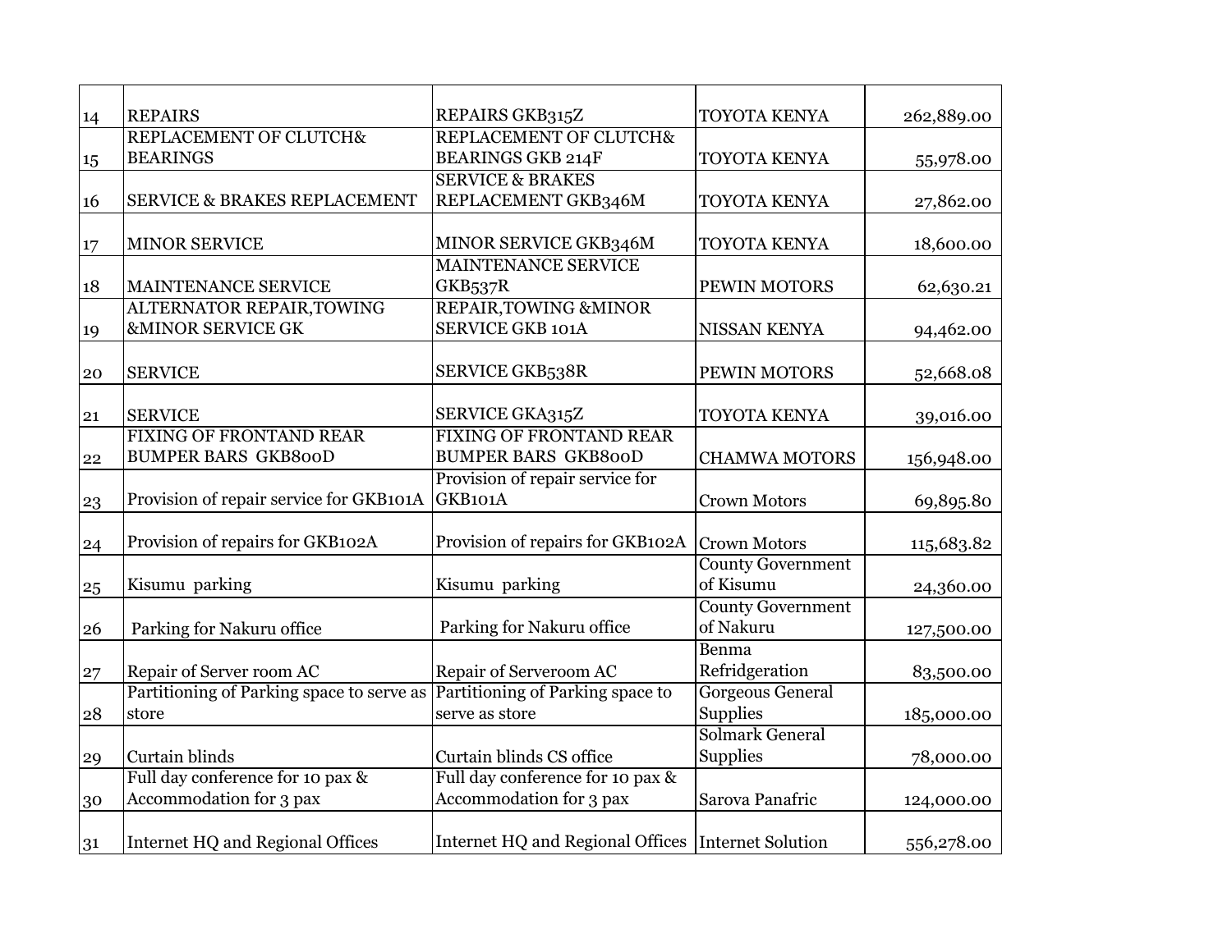| | | | | |
|---|---|---|---|---|
| 14 | REPAIRS | REPAIRS GKB315Z | TOYOTA KENYA | 262,889.00 |
| 15 | REPLACEMENT OF CLUTCH& BEARINGS | REPLACEMENT OF CLUTCH& BEARINGS GKB 214F | TOYOTA KENYA | 55,978.00 |
| 16 | SERVICE & BRAKES REPLACEMENT | SERVICE & BRAKES REPLACEMENT GKB346M | TOYOTA KENYA | 27,862.00 |
| 17 | MINOR SERVICE | MINOR SERVICE GKB346M | TOYOTA KENYA | 18,600.00 |
| 18 | MAINTENANCE SERVICE | MAINTENANCE SERVICE GKB537R | PEWIN MOTORS | 62,630.21 |
| 19 | ALTERNATOR REPAIR,TOWING &MINOR SERVICE GK | REPAIR,TOWING &MINOR SERVICE GKB 101A | NISSAN KENYA | 94,462.00 |
| 20 | SERVICE | SERVICE GKB538R | PEWIN MOTORS | 52,668.08 |
| 21 | SERVICE | SERVICE GKA315Z | TOYOTA KENYA | 39,016.00 |
| 22 | FIXING OF FRONTAND REAR BUMPER BARS GKB800D | FIXING OF FRONTAND REAR BUMPER BARS GKB800D | CHAMWA MOTORS | 156,948.00 |
| 23 | Provision of repair service for GKB101A | Provision of repair service for GKB101A | Crown Motors | 69,895.80 |
| 24 | Provision of repairs for GKB102A | Provision of repairs for GKB102A | Crown Motors | 115,683.82 |
| 25 | Kisumu parking | Kisumu parking | County Government of Kisumu | 24,360.00 |
| 26 | Parking for Nakuru office | Parking for Nakuru office | County Government of Nakuru | 127,500.00 |
| 27 | Repair of Server room AC | Repair of Serveroom AC | Benma Refridgeration | 83,500.00 |
| 28 | Partitioning of Parking space to serve as store | Partitioning of Parking space to serve as store | Gorgeous General Supplies | 185,000.00 |
| 29 | Curtain blinds | Curtain blinds CS office | Solmark General Supplies | 78,000.00 |
| 30 | Full day conference for 10 pax & Accommodation for 3 pax | Full day conference for 10 pax & Accommodation for 3 pax | Sarova Panafric | 124,000.00 |
| 31 | Internet HQ and Regional Offices | Internet HQ and Regional Offices | Internet Solution | 556,278.00 |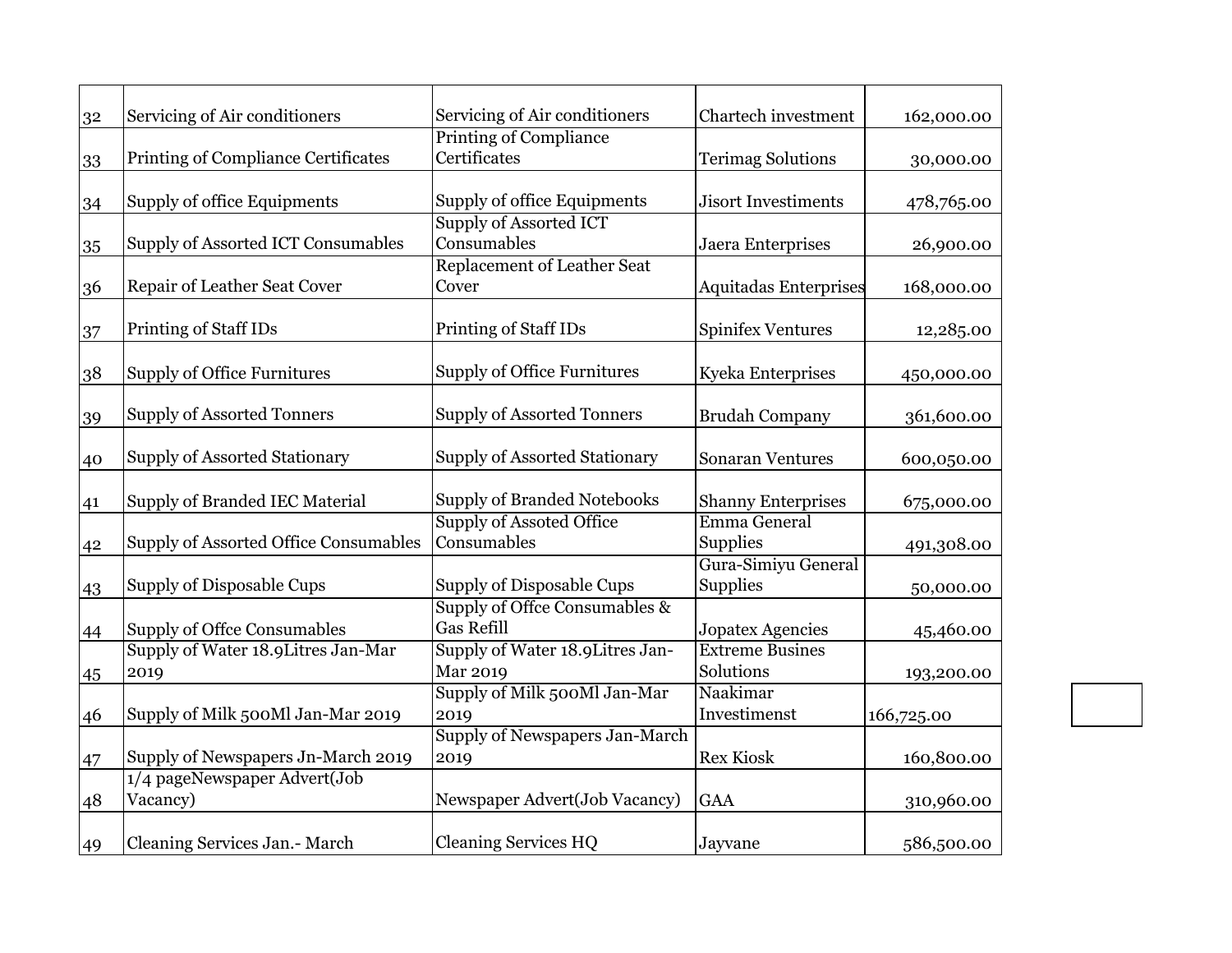| | | | | |
|---|---|---|---|---|
| 32 | Servicing of Air conditioners | Servicing of Air conditioners | Chartech investment | 162,000.00 |
| 33 | Printing of Compliance Certificates | Printing of Compliance Certificates | Terimag Solutions | 30,000.00 |
| 34 | Supply of office Equipments | Supply of office Equipments | Jisort Investiments | 478,765.00 |
| 35 | Supply of Assorted ICT Consumables | Supply of Assorted ICT Consumables | Jaera Enterprises | 26,900.00 |
| 36 | Repair of Leather Seat Cover | Replacement of Leather Seat Cover | Aquitadas Enterprises | 168,000.00 |
| 37 | Printing of Staff IDs | Printing of Staff IDs | Spinifex Ventures | 12,285.00 |
| 38 | Supply of Office Furnitures | Supply of Office Furnitures | Kyeka Enterprises | 450,000.00 |
| 39 | Supply of Assorted Tonners | Supply of Assorted Tonners | Brudah Company | 361,600.00 |
| 40 | Supply of Assorted Stationary | Supply of Assorted Stationary | Sonaran Ventures | 600,050.00 |
| 41 | Supply of Branded IEC Material | Supply of Branded Notebooks | Shanny Enterprises | 675,000.00 |
| 42 | Supply of Assorted Office Consumables | Supply of Assoted Office Consumables | Emma General Supplies | 491,308.00 |
| 43 | Supply of Disposable Cups | Supply of Disposable Cups | Gura-Simiyu General Supplies | 50,000.00 |
| 44 | Supply of Offce Consumables | Supply of Offce Consumables & Gas Refill | Jopatex Agencies | 45,460.00 |
| 45 | Supply of Water 18.9Litres Jan-Mar 2019 | Supply of Water 18.9Litres Jan-Mar 2019 | Extreme Busines Solutions | 193,200.00 |
| 46 | Supply of Milk 500Ml Jan-Mar 2019 | Supply of Milk 500Ml Jan-Mar 2019 | Naakimar Investimenst | 166,725.00 |
| 47 | Supply of Newspapers Jn-March 2019 | Supply of Newspapers Jan-March 2019 | Rex Kiosk | 160,800.00 |
| 48 | 1/4 pageNewspaper Advert(Job Vacancy) | Newspaper Advert(Job Vacancy) | GAA | 310,960.00 |
| 49 | Cleaning Services Jan.- March | Cleaning Services HQ | Jayvane | 586,500.00 |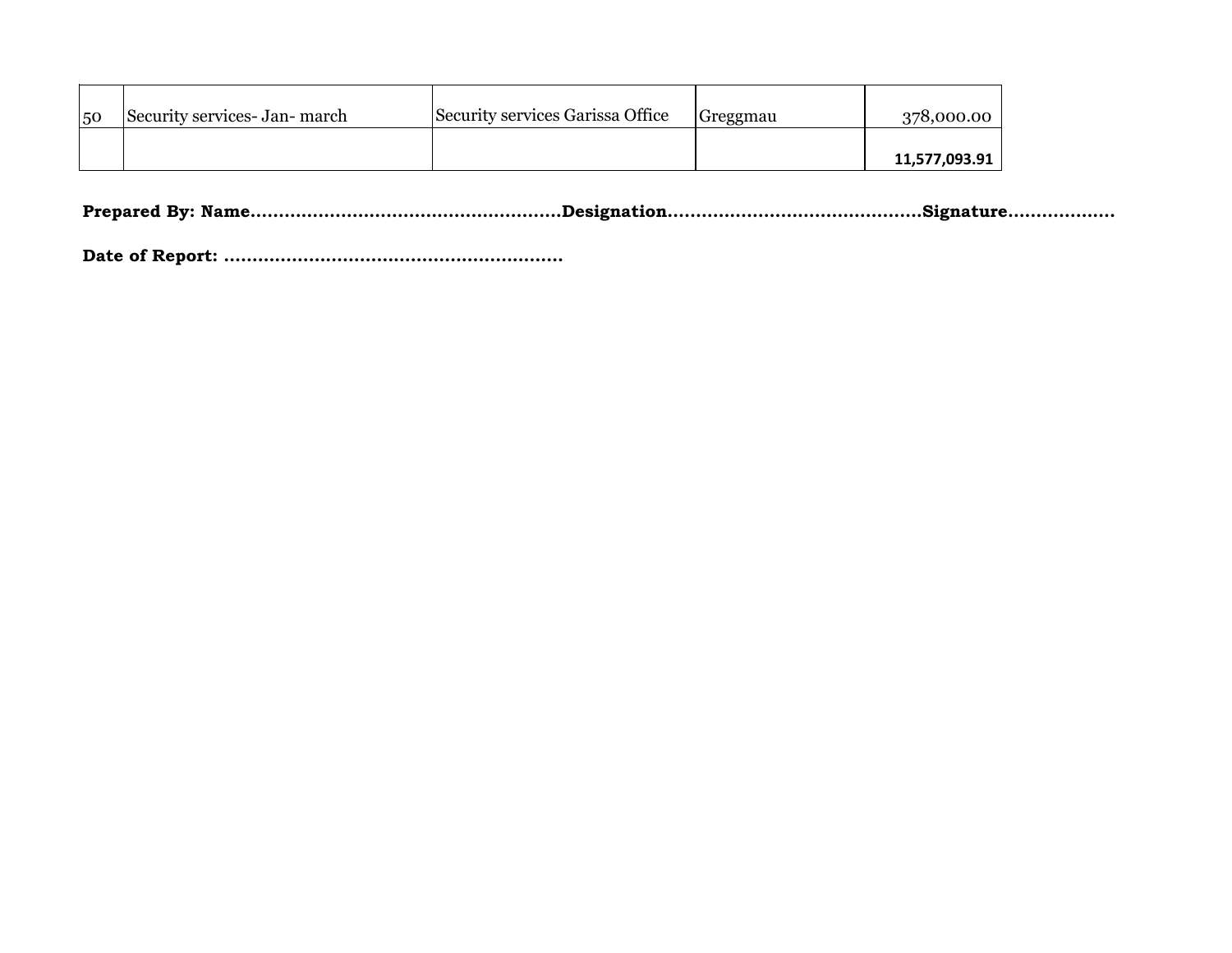| | | | | |
|---|---|---|---|---|
| 50 | Security services- Jan- march | Security services Garissa Office | Greggmau | 378,000.00 |
| | | | | **11,577,093.91** |

**Prepared By: Name………………………………………………Designation……………………………………Signature………………**

**Date of Report: ……………………………………………………**